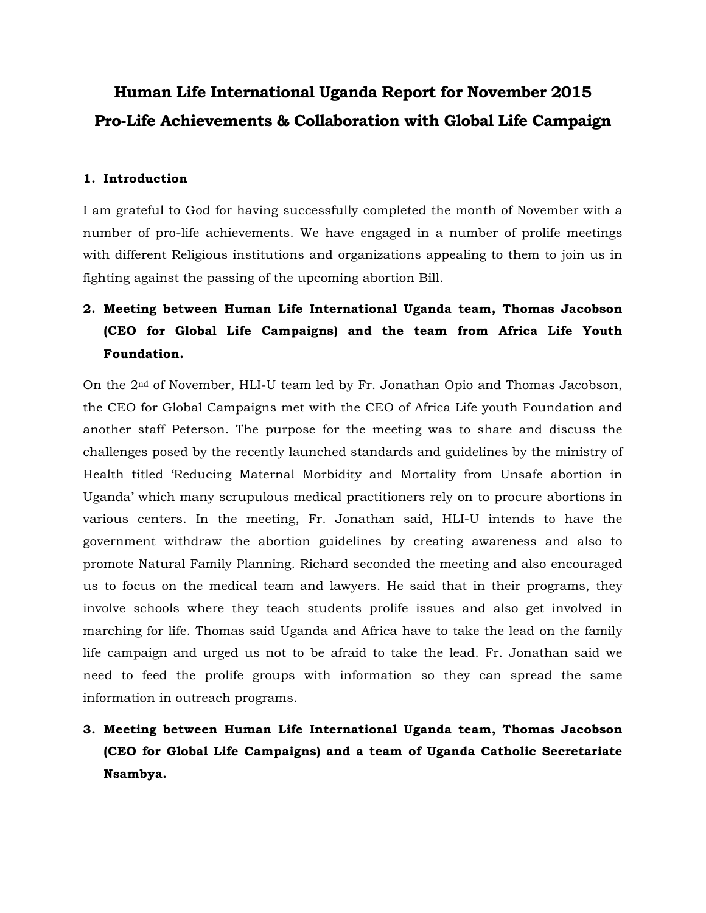# Human Life International Uganda Report for November 2015
# Pro-Life Achievements & Collaboration with Global Life Campaign

## 1. Introduction

I am grateful to God for having successfully completed the month of November with a number of pro-life achievements. We have engaged in a number of prolife meetings with different Religious institutions and organizations appealing to them to join us in fighting against the passing of the upcoming abortion Bill.

## 2. Meeting between Human Life International Uganda team, Thomas Jacobson (CEO for Global Life Campaigns) and the team from Africa Life Youth Foundation.

On the 2nd of November, HLI-U team led by Fr. Jonathan Opio and Thomas Jacobson, the CEO for Global Campaigns met with the CEO of Africa Life youth Foundation and another staff Peterson. The purpose for the meeting was to share and discuss the challenges posed by the recently launched standards and guidelines by the ministry of Health titled 'Reducing Maternal Morbidity and Mortality from Unsafe abortion in Uganda' which many scrupulous medical practitioners rely on to procure abortions in various centers. In the meeting, Fr. Jonathan said, HLI-U intends to have the government withdraw the abortion guidelines by creating awareness and also to promote Natural Family Planning. Richard seconded the meeting and also encouraged us to focus on the medical team and lawyers. He said that in their programs, they involve schools where they teach students prolife issues and also get involved in marching for life. Thomas said Uganda and Africa have to take the lead on the family life campaign and urged us not to be afraid to take the lead. Fr. Jonathan said we need to feed the prolife groups with information so they can spread the same information in outreach programs.

## 3. Meeting between Human Life International Uganda team, Thomas Jacobson (CEO for Global Life Campaigns) and a team of Uganda Catholic Secretariate Nsambya.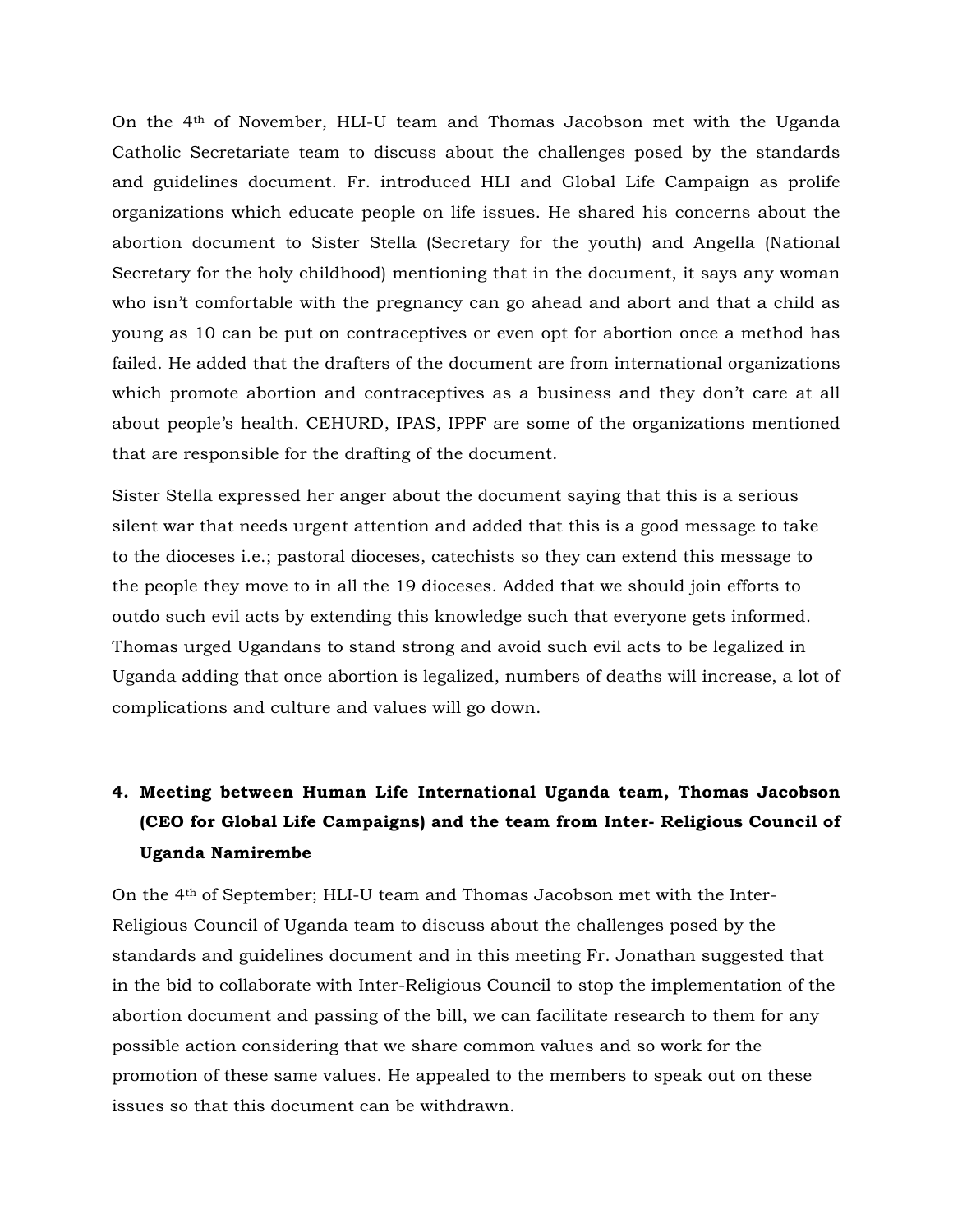On the 4th of November, HLI-U team and Thomas Jacobson met with the Uganda Catholic Secretariate team to discuss about the challenges posed by the standards and guidelines document. Fr. introduced HLI and Global Life Campaign as prolife organizations which educate people on life issues. He shared his concerns about the abortion document to Sister Stella (Secretary for the youth) and Angella (National Secretary for the holy childhood) mentioning that in the document, it says any woman who isn't comfortable with the pregnancy can go ahead and abort and that a child as young as 10 can be put on contraceptives or even opt for abortion once a method has failed. He added that the drafters of the document are from international organizations which promote abortion and contraceptives as a business and they don't care at all about people's health. CEHURD, IPAS, IPPF are some of the organizations mentioned that are responsible for the drafting of the document.

Sister Stella expressed her anger about the document saying that this is a serious silent war that needs urgent attention and added that this is a good message to take to the dioceses i.e.; pastoral dioceses, catechists so they can extend this message to the people they move to in all the 19 dioceses. Added that we should join efforts to outdo such evil acts by extending this knowledge such that everyone gets informed. Thomas urged Ugandans to stand strong and avoid such evil acts to be legalized in Uganda adding that once abortion is legalized, numbers of deaths will increase, a lot of complications and culture and values will go down.

**4. Meeting between Human Life International Uganda team, Thomas Jacobson (CEO for Global Life Campaigns) and the team from Inter- Religious Council of Uganda Namirembe**

On the 4th of September; HLI-U team and Thomas Jacobson met with the Inter-Religious Council of Uganda team to discuss about the challenges posed by the standards and guidelines document and in this meeting Fr. Jonathan suggested that in the bid to collaborate with Inter-Religious Council to stop the implementation of the abortion document and passing of the bill, we can facilitate research to them for any possible action considering that we share common values and so work for the promotion of these same values. He appealed to the members to speak out on these issues so that this document can be withdrawn.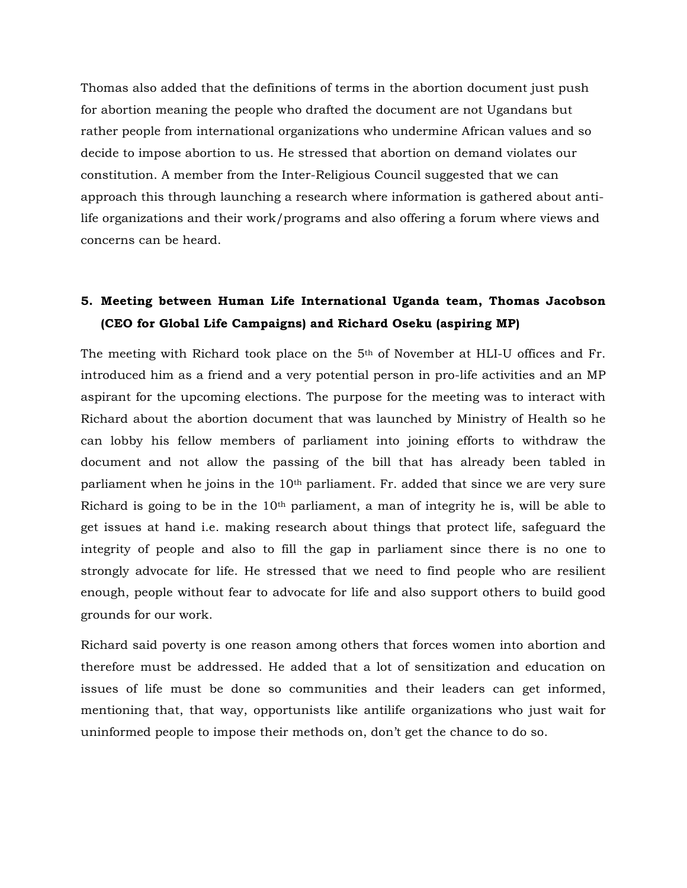Thomas also added that the definitions of terms in the abortion document just push for abortion meaning the people who drafted the document are not Ugandans but rather people from international organizations who undermine African values and so decide to impose abortion to us. He stressed that abortion on demand violates our constitution. A member from the Inter-Religious Council suggested that we can approach this through launching a research where information is gathered about anti-life organizations and their work/programs and also offering a forum where views and concerns can be heard.

## 5. Meeting between Human Life International Uganda team, Thomas Jacobson (CEO for Global Life Campaigns) and Richard Oseku (aspiring MP)

The meeting with Richard took place on the 5th of November at HLI-U offices and Fr. introduced him as a friend and a very potential person in pro-life activities and an MP aspirant for the upcoming elections. The purpose for the meeting was to interact with Richard about the abortion document that was launched by Ministry of Health so he can lobby his fellow members of parliament into joining efforts to withdraw the document and not allow the passing of the bill that has already been tabled in parliament when he joins in the 10th parliament. Fr. added that since we are very sure Richard is going to be in the 10th parliament, a man of integrity he is, will be able to get issues at hand i.e. making research about things that protect life, safeguard the integrity of people and also to fill the gap in parliament since there is no one to strongly advocate for life. He stressed that we need to find people who are resilient enough, people without fear to advocate for life and also support others to build good grounds for our work.

Richard said poverty is one reason among others that forces women into abortion and therefore must be addressed. He added that a lot of sensitization and education on issues of life must be done so communities and their leaders can get informed, mentioning that, that way, opportunists like antilife organizations who just wait for uninformed people to impose their methods on, don't get the chance to do so.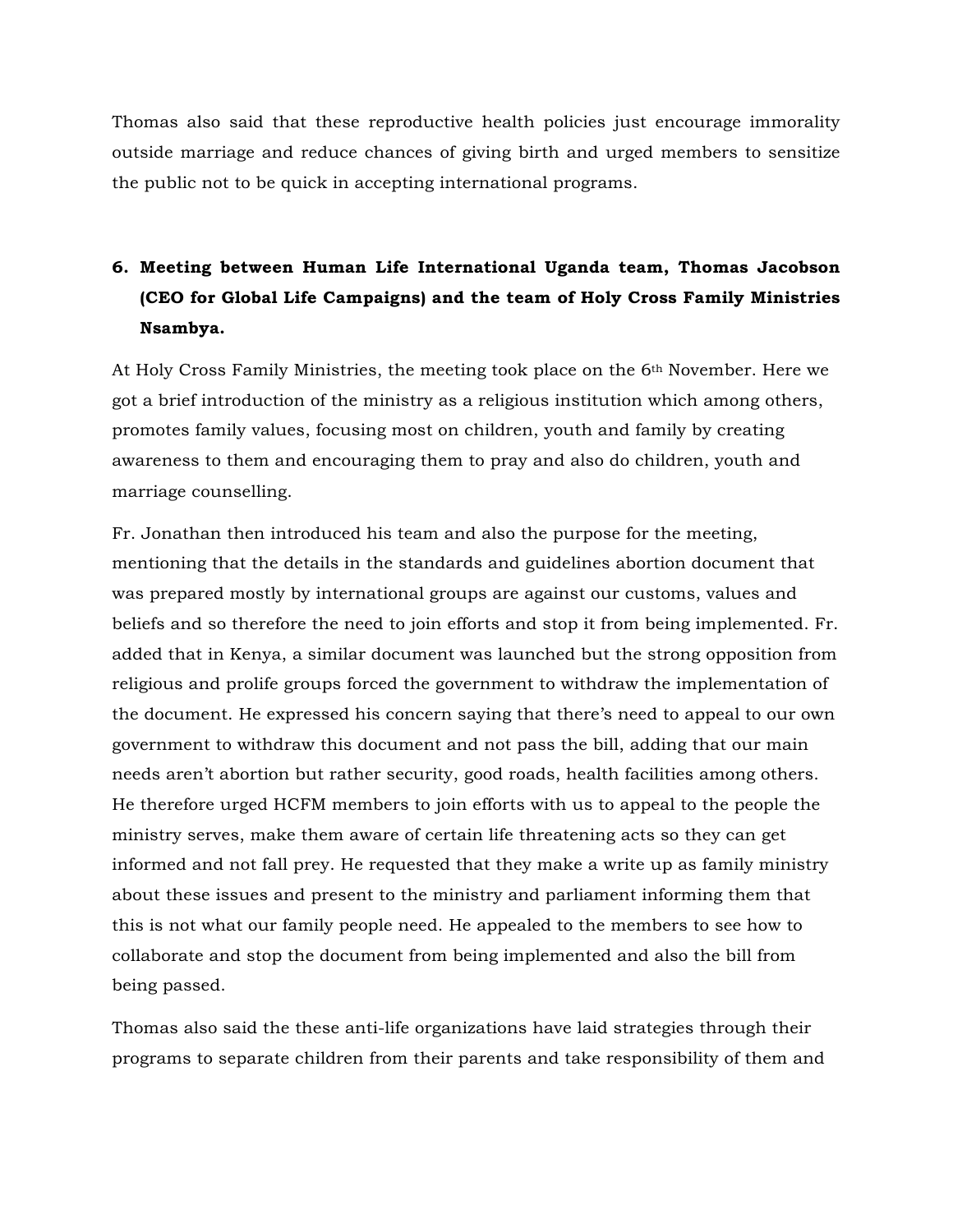Thomas also said that these reproductive health policies just encourage immorality outside marriage and reduce chances of giving birth and urged members to sensitize the public not to be quick in accepting international programs.

6. **Meeting between Human Life International Uganda team, Thomas Jacobson (CEO for Global Life Campaigns) and the team of Holy Cross Family Ministries Nsambya.**

At Holy Cross Family Ministries, the meeting took place on the 6th November. Here we got a brief introduction of the ministry as a religious institution which among others, promotes family values, focusing most on children, youth and family by creating awareness to them and encouraging them to pray and also do children, youth and marriage counselling.

Fr. Jonathan then introduced his team and also the purpose for the meeting, mentioning that the details in the standards and guidelines abortion document that was prepared mostly by international groups are against our customs, values and beliefs and so therefore the need to join efforts and stop it from being implemented. Fr. added that in Kenya, a similar document was launched but the strong opposition from religious and prolife groups forced the government to withdraw the implementation of the document. He expressed his concern saying that there's need to appeal to our own government to withdraw this document and not pass the bill, adding that our main needs aren't abortion but rather security, good roads, health facilities among others. He therefore urged HCFM members to join efforts with us to appeal to the people the ministry serves, make them aware of certain life threatening acts so they can get informed and not fall prey. He requested that they make a write up as family ministry about these issues and present to the ministry and parliament informing them that this is not what our family people need. He appealed to the members to see how to collaborate and stop the document from being implemented and also the bill from being passed.

Thomas also said the these anti-life organizations have laid strategies through their programs to separate children from their parents and take responsibility of them and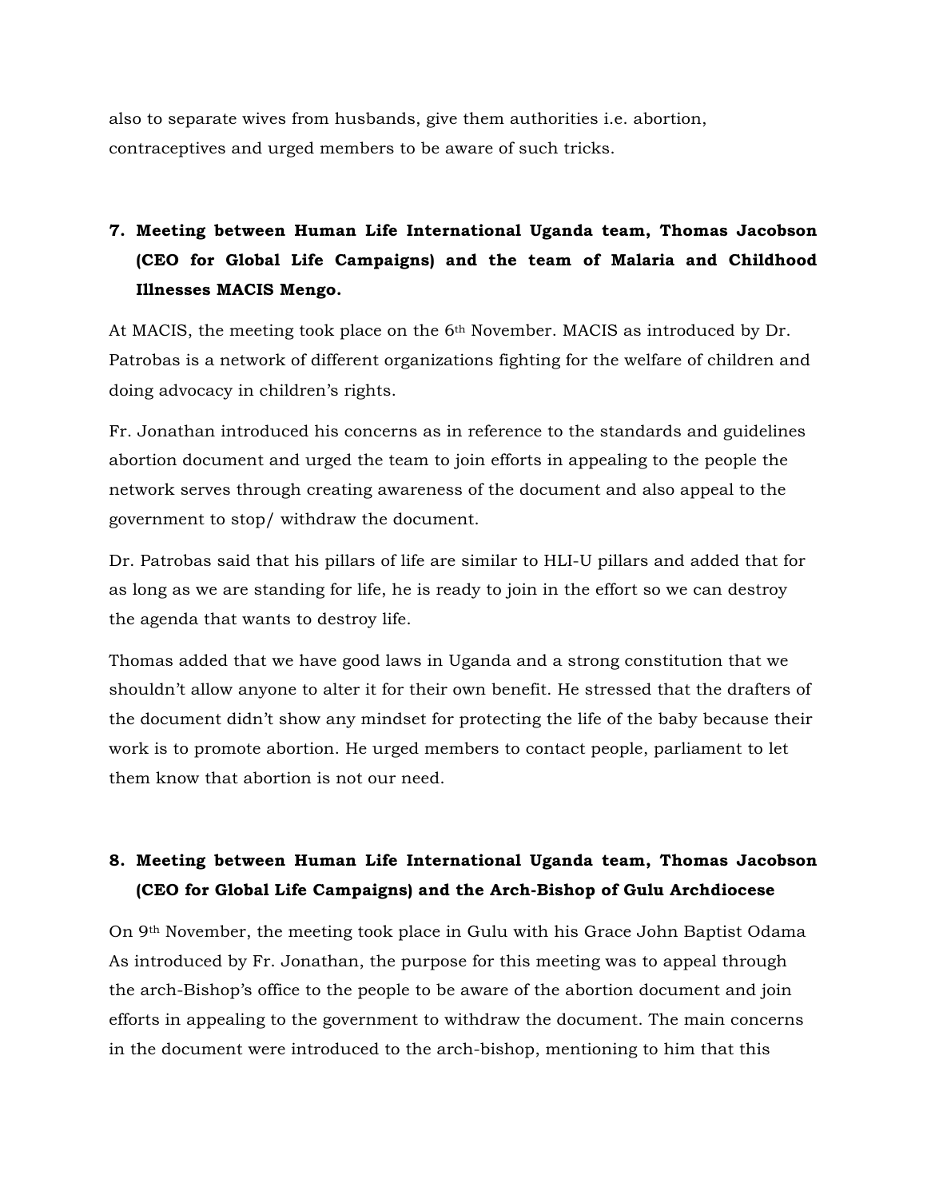also to separate wives from husbands, give them authorities i.e. abortion, contraceptives and urged members to be aware of such tricks.

**7. Meeting between Human Life International Uganda team, Thomas Jacobson (CEO for Global Life Campaigns) and the team of Malaria and Childhood Illnesses MACIS Mengo.**

At MACIS, the meeting took place on the 6th November. MACIS as introduced by Dr. Patrobas is a network of different organizations fighting for the welfare of children and doing advocacy in children's rights.

Fr. Jonathan introduced his concerns as in reference to the standards and guidelines abortion document and urged the team to join efforts in appealing to the people the network serves through creating awareness of the document and also appeal to the government to stop/ withdraw the document.

Dr. Patrobas said that his pillars of life are similar to HLI-U pillars and added that for as long as we are standing for life, he is ready to join in the effort so we can destroy the agenda that wants to destroy life.

Thomas added that we have good laws in Uganda and a strong constitution that we shouldn't allow anyone to alter it for their own benefit. He stressed that the drafters of the document didn't show any mindset for protecting the life of the baby because their work is to promote abortion. He urged members to contact people, parliament to let them know that abortion is not our need.

**8. Meeting between Human Life International Uganda team, Thomas Jacobson (CEO for Global Life Campaigns) and the Arch-Bishop of Gulu Archdiocese**

On 9th November, the meeting took place in Gulu with his Grace John Baptist Odama As introduced by Fr. Jonathan, the purpose for this meeting was to appeal through the arch-Bishop's office to the people to be aware of the abortion document and join efforts in appealing to the government to withdraw the document. The main concerns in the document were introduced to the arch-bishop, mentioning to him that this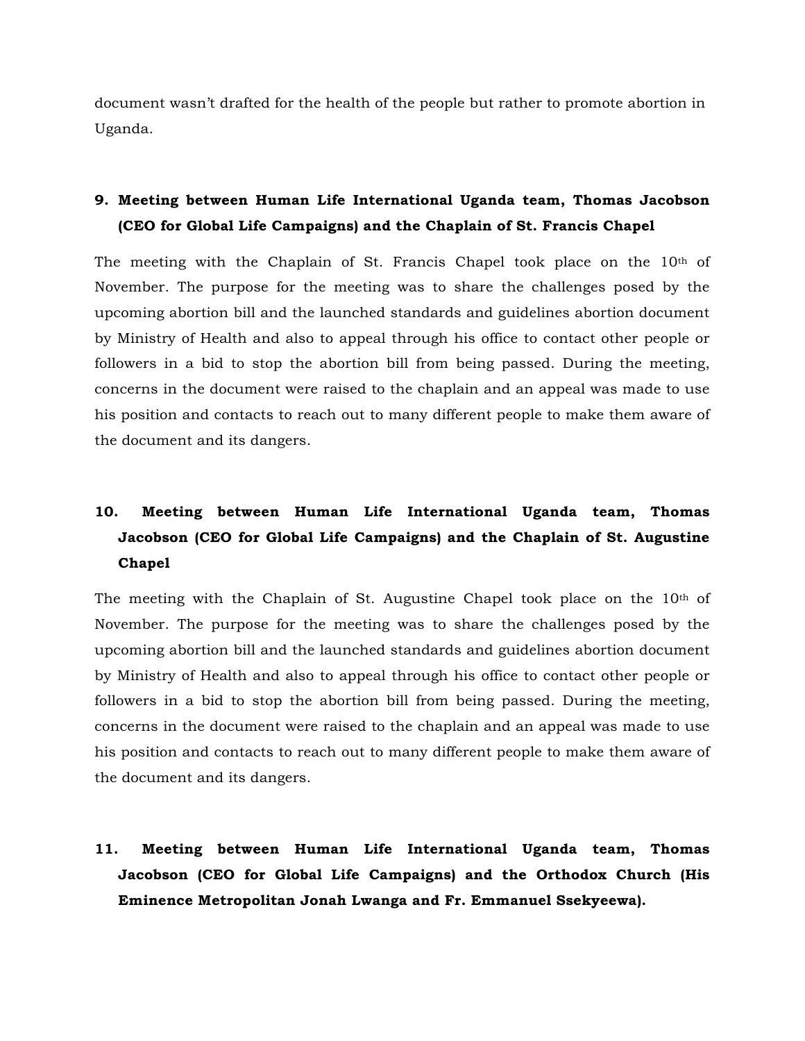document wasn't drafted for the health of the people but rather to promote abortion in Uganda.

**9. Meeting between Human Life International Uganda team, Thomas Jacobson (CEO for Global Life Campaigns) and the Chaplain of St. Francis Chapel**

The meeting with the Chaplain of St. Francis Chapel took place on the 10th of November. The purpose for the meeting was to share the challenges posed by the upcoming abortion bill and the launched standards and guidelines abortion document by Ministry of Health and also to appeal through his office to contact other people or followers in a bid to stop the abortion bill from being passed. During the meeting, concerns in the document were raised to the chaplain and an appeal was made to use his position and contacts to reach out to many different people to make them aware of the document and its dangers.

**10. Meeting between Human Life International Uganda team, Thomas Jacobson (CEO for Global Life Campaigns) and the Chaplain of St. Augustine Chapel**

The meeting with the Chaplain of St. Augustine Chapel took place on the 10th of November. The purpose for the meeting was to share the challenges posed by the upcoming abortion bill and the launched standards and guidelines abortion document by Ministry of Health and also to appeal through his office to contact other people or followers in a bid to stop the abortion bill from being passed. During the meeting, concerns in the document were raised to the chaplain and an appeal was made to use his position and contacts to reach out to many different people to make them aware of the document and its dangers.

**11. Meeting between Human Life International Uganda team, Thomas Jacobson (CEO for Global Life Campaigns) and the Orthodox Church (His Eminence Metropolitan Jonah Lwanga and Fr. Emmanuel Ssekyeewa).**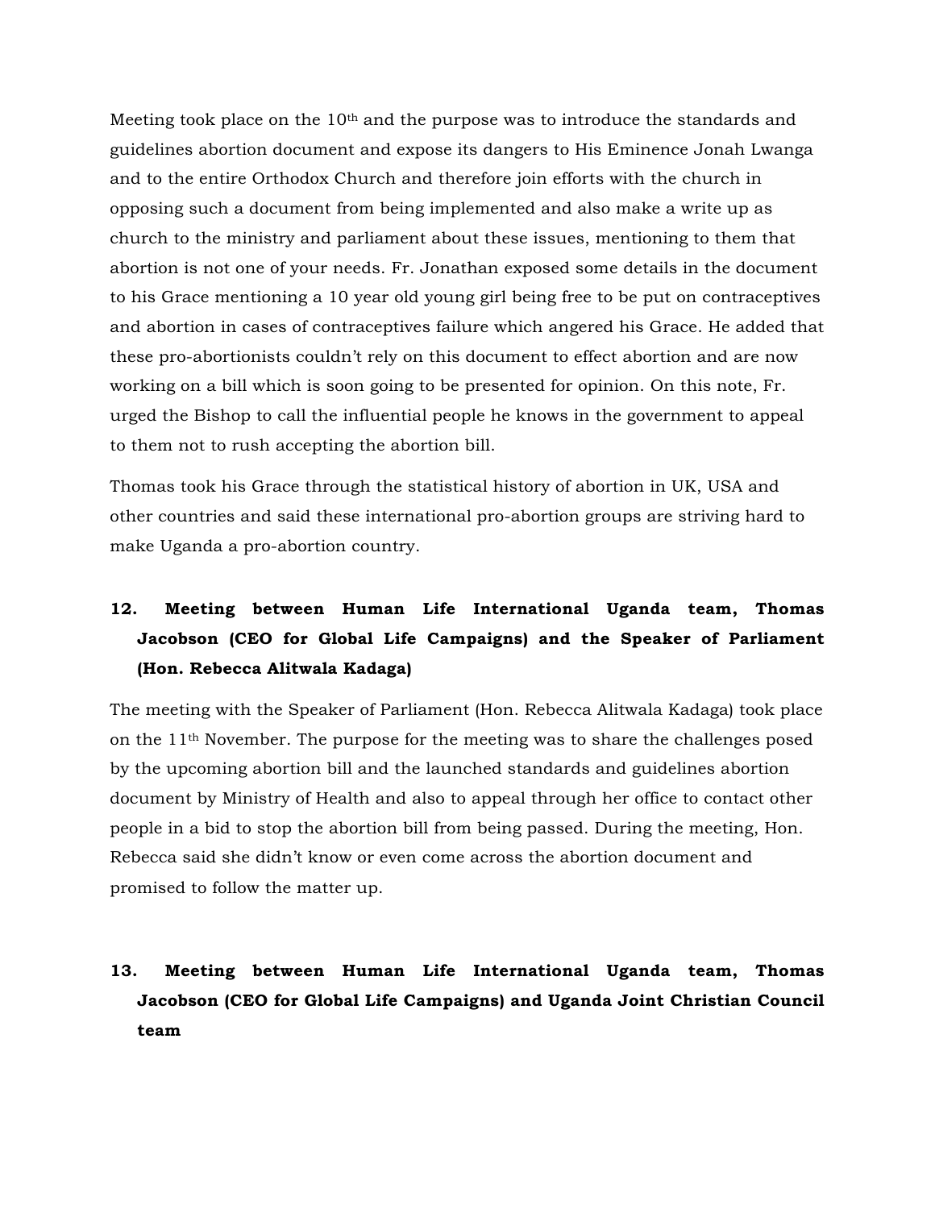Meeting took place on the 10th and the purpose was to introduce the standards and guidelines abortion document and expose its dangers to His Eminence Jonah Lwanga and to the entire Orthodox Church and therefore join efforts with the church in opposing such a document from being implemented and also make a write up as church to the ministry and parliament about these issues, mentioning to them that abortion is not one of your needs. Fr. Jonathan exposed some details in the document to his Grace mentioning a 10 year old young girl being free to be put on contraceptives and abortion in cases of contraceptives failure which angered his Grace. He added that these pro-abortionists couldn't rely on this document to effect abortion and are now working on a bill which is soon going to be presented for opinion. On this note, Fr. urged the Bishop to call the influential people he knows in the government to appeal to them not to rush accepting the abortion bill.

Thomas took his Grace through the statistical history of abortion in UK, USA and other countries and said these international pro-abortion groups are striving hard to make Uganda a pro-abortion country.

## 12. Meeting between Human Life International Uganda team, Thomas Jacobson (CEO for Global Life Campaigns) and the Speaker of Parliament (Hon. Rebecca Alitwala Kadaga)

The meeting with the Speaker of Parliament (Hon. Rebecca Alitwala Kadaga) took place on the 11th November. The purpose for the meeting was to share the challenges posed by the upcoming abortion bill and the launched standards and guidelines abortion document by Ministry of Health and also to appeal through her office to contact other people in a bid to stop the abortion bill from being passed. During the meeting, Hon. Rebecca said she didn't know or even come across the abortion document and promised to follow the matter up.

## 13. Meeting between Human Life International Uganda team, Thomas Jacobson (CEO for Global Life Campaigns) and Uganda Joint Christian Council team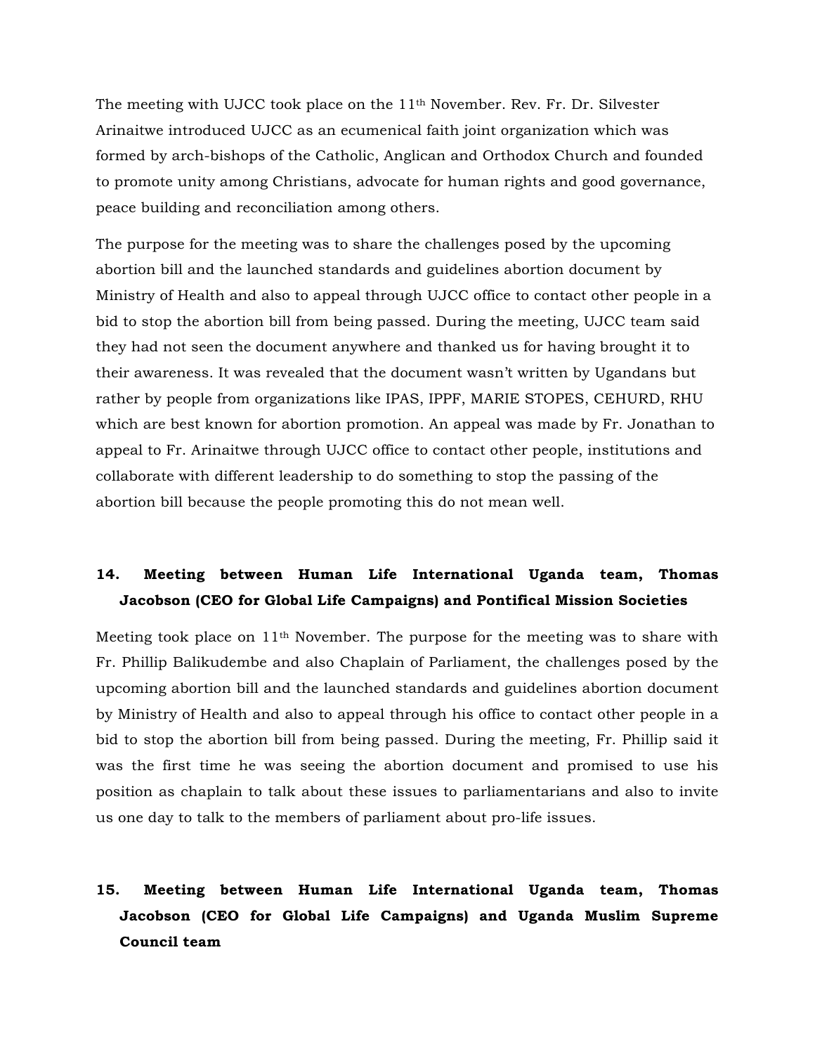The meeting with UJCC took place on the 11th November. Rev. Fr. Dr. Silvester Arinaitwe introduced UJCC as an ecumenical faith joint organization which was formed by arch-bishops of the Catholic, Anglican and Orthodox Church and founded to promote unity among Christians, advocate for human rights and good governance, peace building and reconciliation among others.

The purpose for the meeting was to share the challenges posed by the upcoming abortion bill and the launched standards and guidelines abortion document by Ministry of Health and also to appeal through UJCC office to contact other people in a bid to stop the abortion bill from being passed. During the meeting, UJCC team said they had not seen the document anywhere and thanked us for having brought it to their awareness. It was revealed that the document wasn't written by Ugandans but rather by people from organizations like IPAS, IPPF, MARIE STOPES, CEHURD, RHU which are best known for abortion promotion. An appeal was made by Fr. Jonathan to appeal to Fr. Arinaitwe through UJCC office to contact other people, institutions and collaborate with different leadership to do something to stop the passing of the abortion bill because the people promoting this do not mean well.

**14. Meeting between Human Life International Uganda team, Thomas Jacobson (CEO for Global Life Campaigns) and Pontifical Mission Societies**

Meeting took place on 11th November. The purpose for the meeting was to share with Fr. Phillip Balikudembe and also Chaplain of Parliament, the challenges posed by the upcoming abortion bill and the launched standards and guidelines abortion document by Ministry of Health and also to appeal through his office to contact other people in a bid to stop the abortion bill from being passed. During the meeting, Fr. Phillip said it was the first time he was seeing the abortion document and promised to use his position as chaplain to talk about these issues to parliamentarians and also to invite us one day to talk to the members of parliament about pro-life issues.

**15. Meeting between Human Life International Uganda team, Thomas Jacobson (CEO for Global Life Campaigns) and Uganda Muslim Supreme Council team**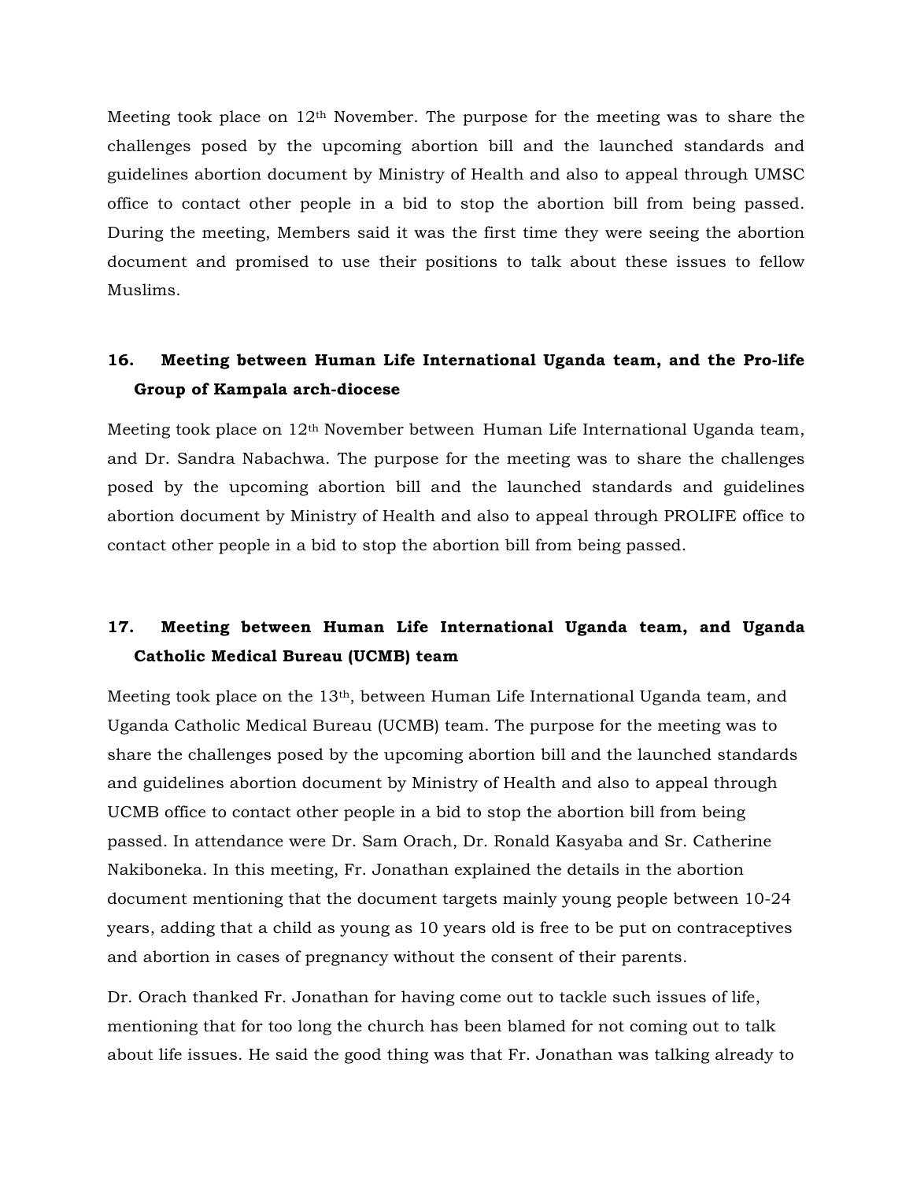Meeting took place on 12th November. The purpose for the meeting was to share the challenges posed by the upcoming abortion bill and the launched standards and guidelines abortion document by Ministry of Health and also to appeal through UMSC office to contact other people in a bid to stop the abortion bill from being passed. During the meeting, Members said it was the first time they were seeing the abortion document and promised to use their positions to talk about these issues to fellow Muslims.

### 16. Meeting between Human Life International Uganda team, and the Pro-life Group of Kampala arch-diocese

Meeting took place on 12th November between Human Life International Uganda team, and Dr. Sandra Nabachwa. The purpose for the meeting was to share the challenges posed by the upcoming abortion bill and the launched standards and guidelines abortion document by Ministry of Health and also to appeal through PROLIFE office to contact other people in a bid to stop the abortion bill from being passed.

### 17. Meeting between Human Life International Uganda team, and Uganda Catholic Medical Bureau (UCMB) team

Meeting took place on the 13th, between Human Life International Uganda team, and Uganda Catholic Medical Bureau (UCMB) team. The purpose for the meeting was to share the challenges posed by the upcoming abortion bill and the launched standards and guidelines abortion document by Ministry of Health and also to appeal through UCMB office to contact other people in a bid to stop the abortion bill from being passed. In attendance were Dr. Sam Orach, Dr. Ronald Kasyaba and Sr. Catherine Nakiboneka. In this meeting, Fr. Jonathan explained the details in the abortion document mentioning that the document targets mainly young people between 10-24 years, adding that a child as young as 10 years old is free to be put on contraceptives and abortion in cases of pregnancy without the consent of their parents.

Dr. Orach thanked Fr. Jonathan for having come out to tackle such issues of life, mentioning that for too long the church has been blamed for not coming out to talk about life issues. He said the good thing was that Fr. Jonathan was talking already to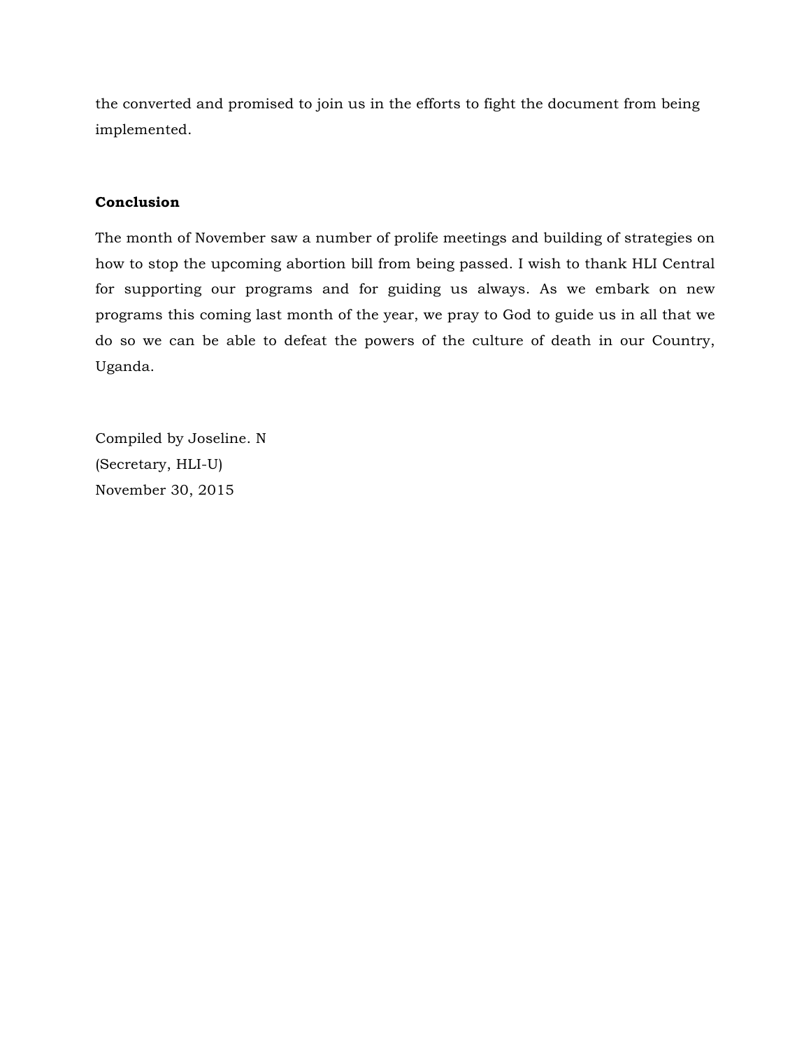the converted and promised to join us in the efforts to fight the document from being implemented.

**Conclusion**

The month of November saw a number of prolife meetings and building of strategies on how to stop the upcoming abortion bill from being passed. I wish to thank HLI Central for supporting our programs and for guiding us always. As we embark on new programs this coming last month of the year, we pray to God to guide us in all that we do so we can be able to defeat the powers of the culture of death in our Country, Uganda.

Compiled by Joseline. N
(Secretary, HLI-U)
November 30, 2015